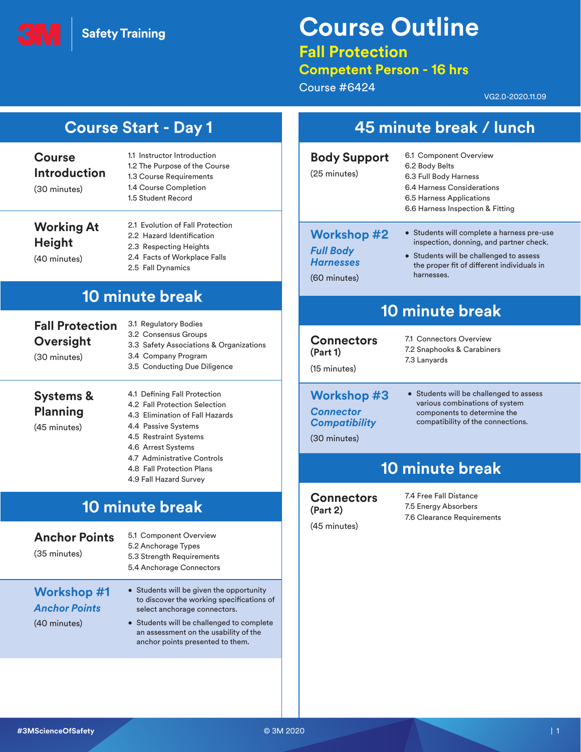3M Safety Training

# Course Outline

## Fall Protection

## Competent Person - 16 hrs

Course #6424

VG2.0-2020.11.09

## Course Start - Day 1

### Course Introduction
(30 minutes)

- 1.1 Instructor Introduction
- 1.2 The Purpose of the Course
- 1.3 Course Requirements
- 1.4 Course Completion
- 1.5 Student Record

### Working At Height
(40 minutes)

- 2.1 Evolution of Fall Protection
- 2.2 Hazard Identification
- 2.3 Respecting Heights
- 2.4 Facts of Workplace Falls
- 2.5 Fall Dynamics

## 10 minute break

### Fall Protection Oversight
(30 minutes)

- 3.1 Regulatory Bodies
- 3.2 Consensus Groups
- 3.3 Safety Associations & Organizations
- 3.4 Company Program
- 3.5 Conducting Due Diligence

### Systems & Planning
(45 minutes)

- 4.1 Defining Fall Protection
- 4.2 Fall Protection Selection
- 4.3 Elimination of Fall Hazards
- 4.4 Passive Systems
- 4.5 Restraint Systems
- 4.6 Arrest Systems
- 4.7 Administrative Controls
- 4.8 Fall Protection Plans
- 4.9 Fall Hazard Survey

## 10 minute break

### Anchor Points
(35 minutes)

- 5.1 Component Overview
- 5.2 Anchorage Types
- 5.3 Strength Requirements
- 5.4 Anchorage Connectors

### Workshop #1
*Anchor Points*

(40 minutes)

- Students will be given the opportunity to discover the working specifications of select anchorage connectors.
- Students will be challenged to complete an assessment on the usability of the anchor points presented to them.

## 45 minute break / lunch

### Body Support
(25 minutes)

- 6.1 Component Overview
- 6.2 Body Belts
- 6.3 Full Body Harness
- 6.4 Harness Considerations
- 6.5 Harness Applications
- 6.6 Harness Inspection & Fitting

### Workshop #2
*Full Body Harnesses*

(60 minutes)

- Students will complete a harness pre-use inspection, donning, and partner check.
- Students will be challenged to assess the proper fit of different individuals in harnesses.

## 10 minute break

### Connectors (Part 1)
(15 minutes)

- 7.1 Connectors Overview
- 7.2 Snaphooks & Carabiners
- 7.3 Lanyards

### Workshop #3
*Connector Compatibility*

(30 minutes)

- Students will be challenged to assess various combinations of system components to determine the compatibility of the connections.

## 10 minute break

### Connectors (Part 2)
(45 minutes)

- 7.4 Free Fall Distance
- 7.5 Energy Absorbers
- 7.6 Clearance Requirements

#3MScienceOfSafety

© 3M 2020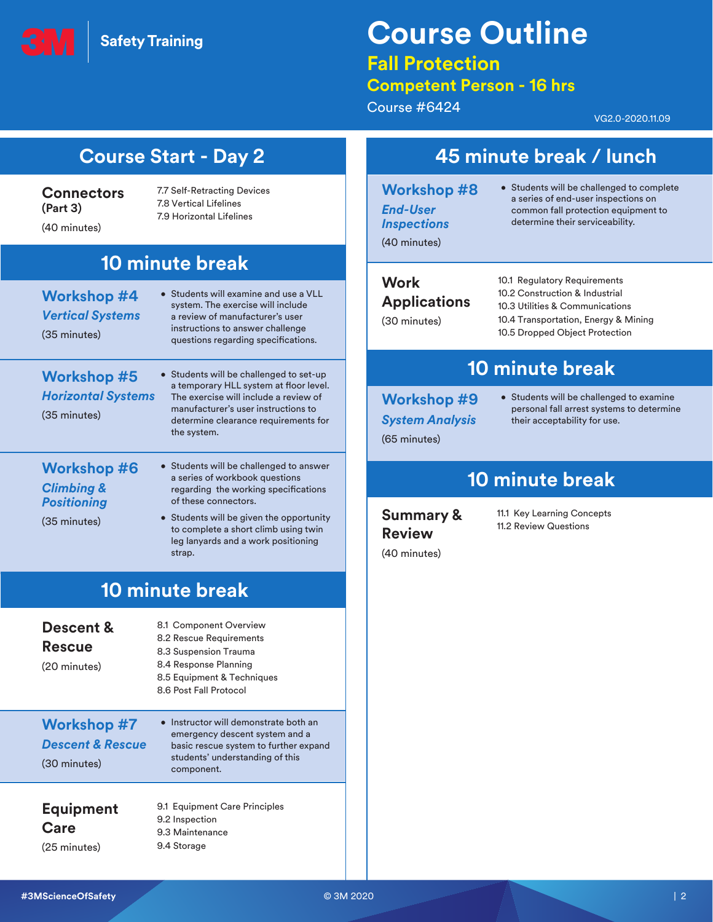3M Safety Training

# Course Outline

## Fall Protection

## Competent Person - 16 hrs

Course #6424

VG2.0-2020.11.09

## Course Start - Day 2

### Connectors (Part 3)

(40 minutes)

7.7 Self-Retracting Devices
7.8 Vertical Lifelines
7.9 Horizontal Lifelines

## 10 minute break

### Workshop #4

*Vertical Systems*

(35 minutes)

- Students will examine and use a VLL system. The exercise will include a review of manufacturer's user instructions to answer challenge questions regarding specifications.

### Workshop #5

*Horizontal Systems*

(35 minutes)

- Students will be challenged to set-up a temporary HLL system at floor level. The exercise will include a review of manufacturer's user instructions to determine clearance requirements for the system.

### Workshop #6

*Climbing & Positioning*

(35 minutes)

- Students will be challenged to answer a series of workbook questions regarding the working specifications of these connectors.
- Students will be given the opportunity to complete a short climb using twin leg lanyards and a work positioning strap.

## 10 minute break

### Descent & Rescue

(20 minutes)

8.1 Component Overview
8.2 Rescue Requirements
8.3 Suspension Trauma
8.4 Response Planning
8.5 Equipment & Techniques
8.6 Post Fall Protocol

### Workshop #7

*Descent & Rescue*

(30 minutes)

- Instructor will demonstrate both an emergency descent system and a basic rescue system to further expand students' understanding of this component.

### Equipment Care

(25 minutes)

9.1 Equipment Care Principles
9.2 Inspection
9.3 Maintenance
9.4 Storage

## 45 minute break / lunch

### Workshop #8

*End-User Inspections*

(40 minutes)

- Students will be challenged to complete a series of end-user inspections on common fall protection equipment to determine their serviceability.

### Work Applications

(30 minutes)

10.1 Regulatory Requirements
10.2 Construction & Industrial
10.3 Utilities & Communications
10.4 Transportation, Energy & Mining
10.5 Dropped Object Protection

## 10 minute break

### Workshop #9

*System Analysis*

(65 minutes)

- Students will be challenged to examine personal fall arrest systems to determine their acceptability for use.

## 10 minute break

### Summary & Review

(40 minutes)

11.1 Key Learning Concepts
11.2 Review Questions

#3MScienceOfSafety

© 3M 2020